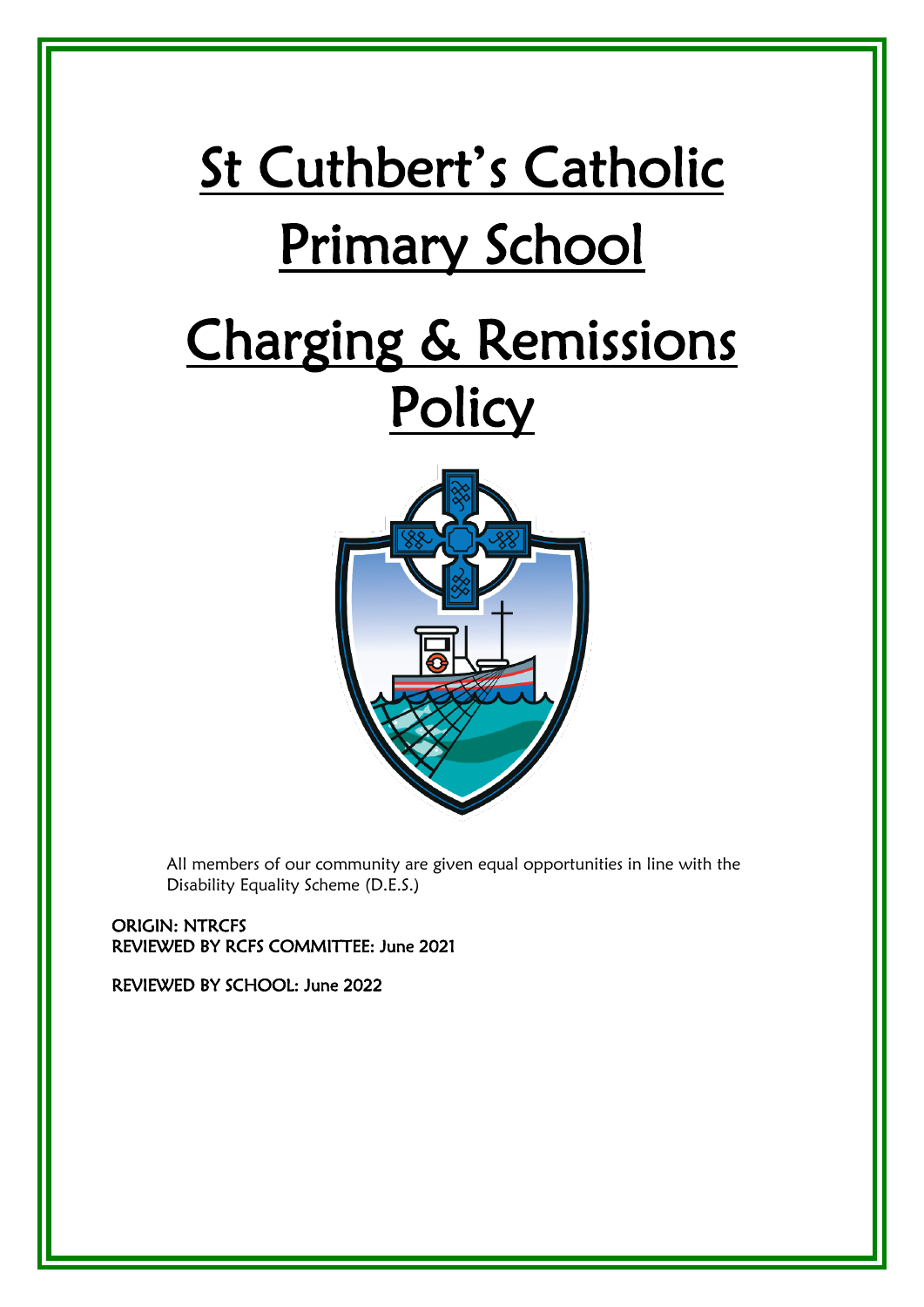# St Cuthbert's Catholic Primary School

# Charging & Remissions Policy

All members of our community are given equal opportunities in line with the Disability Equality Scheme (D.E.S.)

ORIGIN: NTRCFS
REVIEWED BY RCFS COMMITTEE: June 2021

REVIEWED BY SCHOOL: June 2022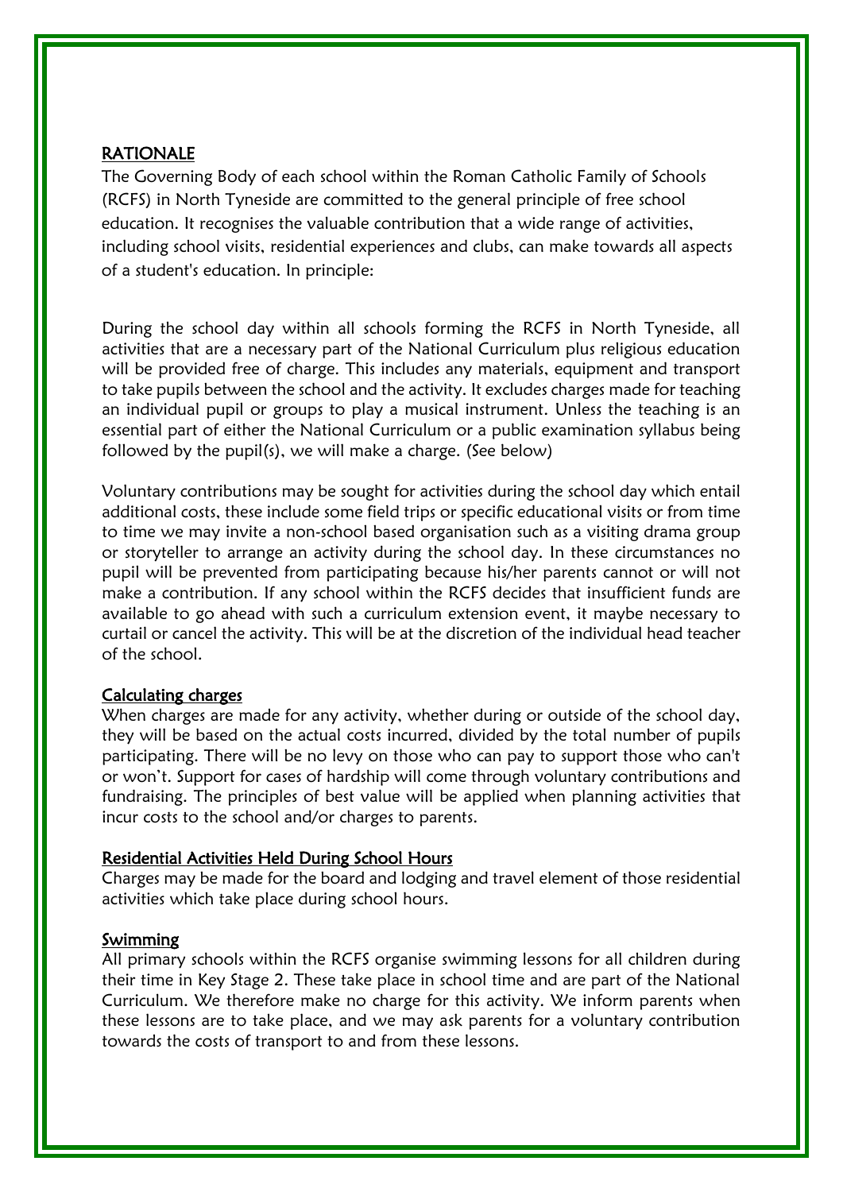## RATIONALE

The Governing Body of each school within the Roman Catholic Family of Schools (RCFS) in North Tyneside are committed to the general principle of free school education. It recognises the valuable contribution that a wide range of activities, including school visits, residential experiences and clubs, can make towards all aspects of a student's education. In principle:

During the school day within all schools forming the RCFS in North Tyneside, all activities that are a necessary part of the National Curriculum plus religious education will be provided free of charge. This includes any materials, equipment and transport to take pupils between the school and the activity. It excludes charges made for teaching an individual pupil or groups to play a musical instrument. Unless the teaching is an essential part of either the National Curriculum or a public examination syllabus being followed by the pupil(s), we will make a charge. (See below)

Voluntary contributions may be sought for activities during the school day which entail additional costs, these include some field trips or specific educational visits or from time to time we may invite a non-school based organisation such as a visiting drama group or storyteller to arrange an activity during the school day. In these circumstances no pupil will be prevented from participating because his/her parents cannot or will not make a contribution. If any school within the RCFS decides that insufficient funds are available to go ahead with such a curriculum extension event, it maybe necessary to curtail or cancel the activity. This will be at the discretion of the individual head teacher of the school.

### Calculating charges

When charges are made for any activity, whether during or outside of the school day, they will be based on the actual costs incurred, divided by the total number of pupils participating. There will be no levy on those who can pay to support those who can't or won't. Support for cases of hardship will come through voluntary contributions and fundraising. The principles of best value will be applied when planning activities that incur costs to the school and/or charges to parents.

### Residential Activities Held During School Hours

Charges may be made for the board and lodging and travel element of those residential activities which take place during school hours.

### Swimming

All primary schools within the RCFS organise swimming lessons for all children during their time in Key Stage 2. These take place in school time and are part of the National Curriculum. We therefore make no charge for this activity. We inform parents when these lessons are to take place, and we may ask parents for a voluntary contribution towards the costs of transport to and from these lessons.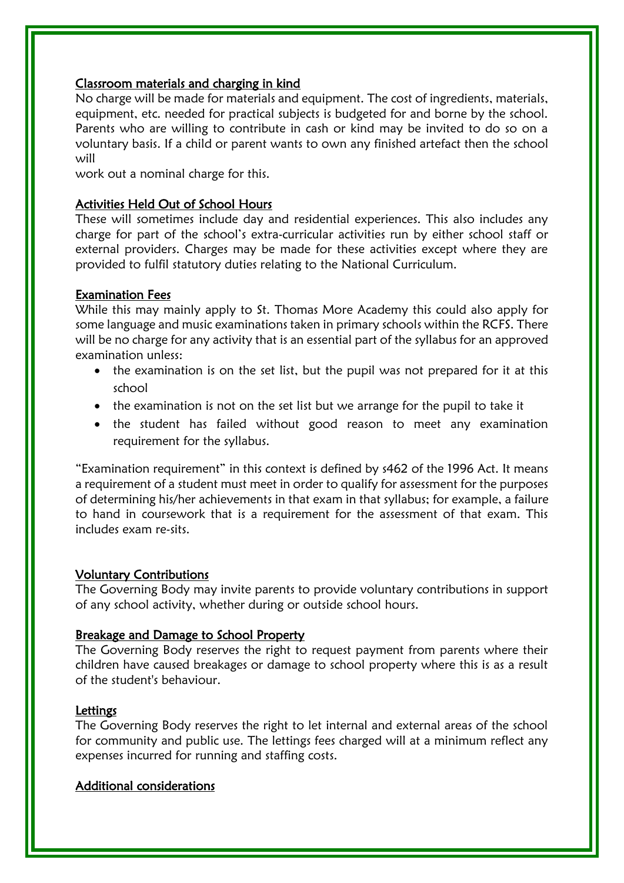## Classroom materials and charging in kind

No charge will be made for materials and equipment. The cost of ingredients, materials, equipment, etc. needed for practical subjects is budgeted for and borne by the school. Parents who are willing to contribute in cash or kind may be invited to do so on a voluntary basis. If a child or parent wants to own any finished artefact then the school will
work out a nominal charge for this.

## Activities Held Out of School Hours

These will sometimes include day and residential experiences. This also includes any charge for part of the school's extra-curricular activities run by either school staff or external providers. Charges may be made for these activities except where they are provided to fulfil statutory duties relating to the National Curriculum.

## Examination Fees

While this may mainly apply to St. Thomas More Academy this could also apply for some language and music examinations taken in primary schools within the RCFS. There will be no charge for any activity that is an essential part of the syllabus for an approved examination unless:

- the examination is on the set list, but the pupil was not prepared for it at this school
- the examination is not on the set list but we arrange for the pupil to take it
- the student has failed without good reason to meet any examination requirement for the syllabus.

"Examination requirement" in this context is defined by s462 of the 1996 Act. It means a requirement of a student must meet in order to qualify for assessment for the purposes of determining his/her achievements in that exam in that syllabus; for example, a failure to hand in coursework that is a requirement for the assessment of that exam. This includes exam re-sits.

## Voluntary Contributions

The Governing Body may invite parents to provide voluntary contributions in support of any school activity, whether during or outside school hours.

## Breakage and Damage to School Property

The Governing Body reserves the right to request payment from parents where their children have caused breakages or damage to school property where this is as a result of the student's behaviour.

## Lettings

The Governing Body reserves the right to let internal and external areas of the school for community and public use. The lettings fees charged will at a minimum reflect any expenses incurred for running and staffing costs.

## Additional considerations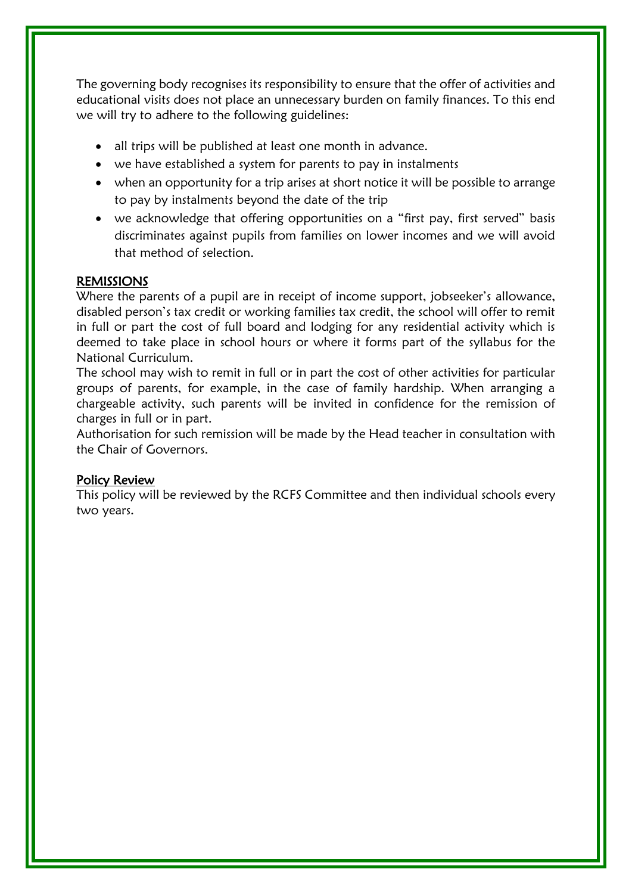The governing body recognises its responsibility to ensure that the offer of activities and educational visits does not place an unnecessary burden on family finances. To this end we will try to adhere to the following guidelines:

- all trips will be published at least one month in advance.
- we have established a system for parents to pay in instalments
- when an opportunity for a trip arises at short notice it will be possible to arrange to pay by instalments beyond the date of the trip
- we acknowledge that offering opportunities on a "first pay, first served" basis discriminates against pupils from families on lower incomes and we will avoid that method of selection.

## REMISSIONS

Where the parents of a pupil are in receipt of income support, jobseeker's allowance, disabled person's tax credit or working families tax credit, the school will offer to remit in full or part the cost of full board and lodging for any residential activity which is deemed to take place in school hours or where it forms part of the syllabus for the National Curriculum.

The school may wish to remit in full or in part the cost of other activities for particular groups of parents, for example, in the case of family hardship. When arranging a chargeable activity, such parents will be invited in confidence for the remission of charges in full or in part.

Authorisation for such remission will be made by the Head teacher in consultation with the Chair of Governors.

## Policy Review

This policy will be reviewed by the RCFS Committee and then individual schools every two years.